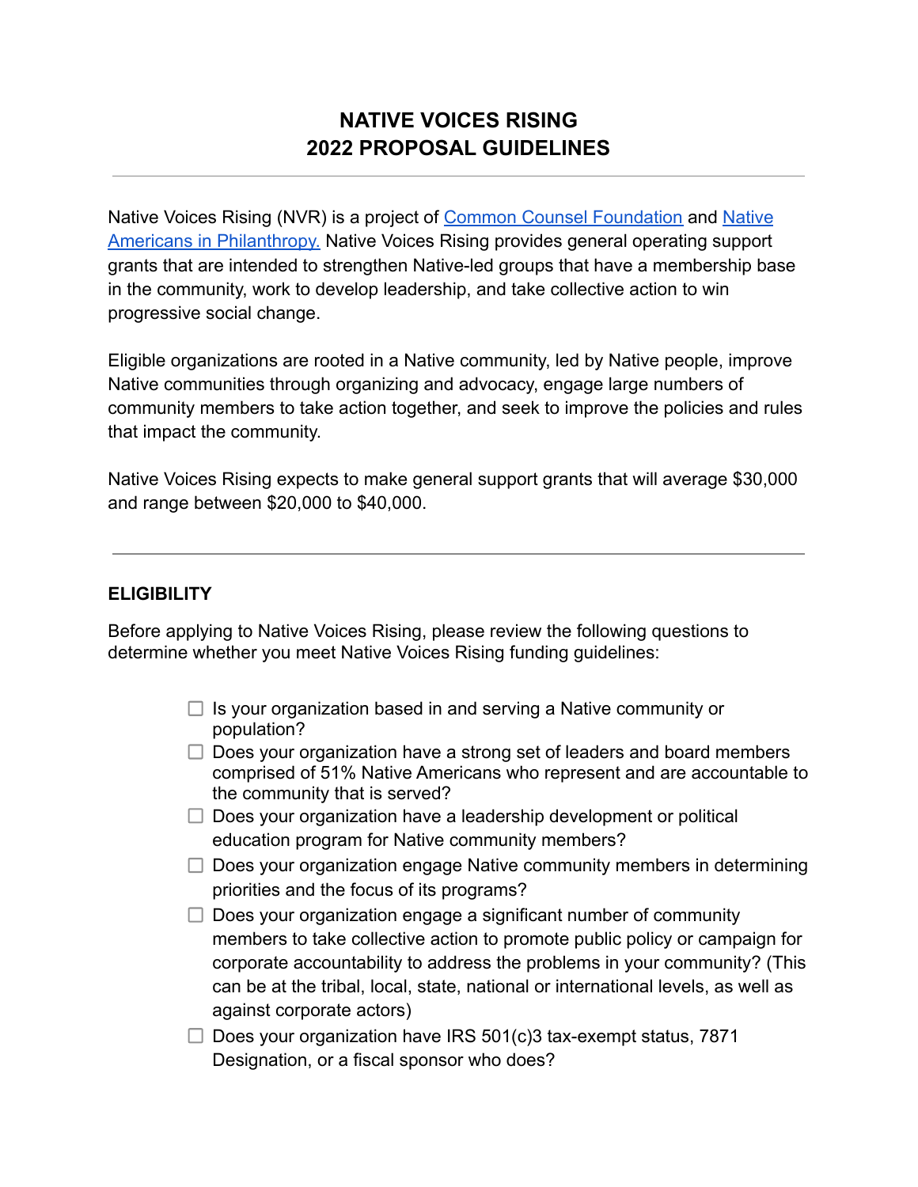# NATIVE VOICES RISING
# 2022 PROPOSAL GUIDELINES

---

Native Voices Rising (NVR) is a project of [Common Counsel Foundation]() and [Native Americans in Philanthropy.]() Native Voices Rising provides general operating support grants that are intended to strengthen Native-led groups that have a membership base in the community, work to develop leadership, and take collective action to win progressive social change.

Eligible organizations are rooted in a Native community, led by Native people, improve Native communities through organizing and advocacy, engage large numbers of community members to take action together, and seek to improve the policies and rules that impact the community.

Native Voices Rising expects to make general support grants that will average $30,000 and range between $20,000 to $40,000.

---

## ELIGIBILITY

Before applying to Native Voices Rising, please review the following questions to determine whether you meet Native Voices Rising funding guidelines:

- [ ] Is your organization based in and serving a Native community or population?
- [ ] Does your organization have a strong set of leaders and board members comprised of 51% Native Americans who represent and are accountable to the community that is served?
- [ ] Does your organization have a leadership development or political education program for Native community members?
- [ ] Does your organization engage Native community members in determining priorities and the focus of its programs?
- [ ] Does your organization engage a significant number of community members to take collective action to promote public policy or campaign for corporate accountability to address the problems in your community? (This can be at the tribal, local, state, national or international levels, as well as against corporate actors)
- [ ] Does your organization have IRS 501(c)3 tax-exempt status, 7871 Designation, or a fiscal sponsor who does?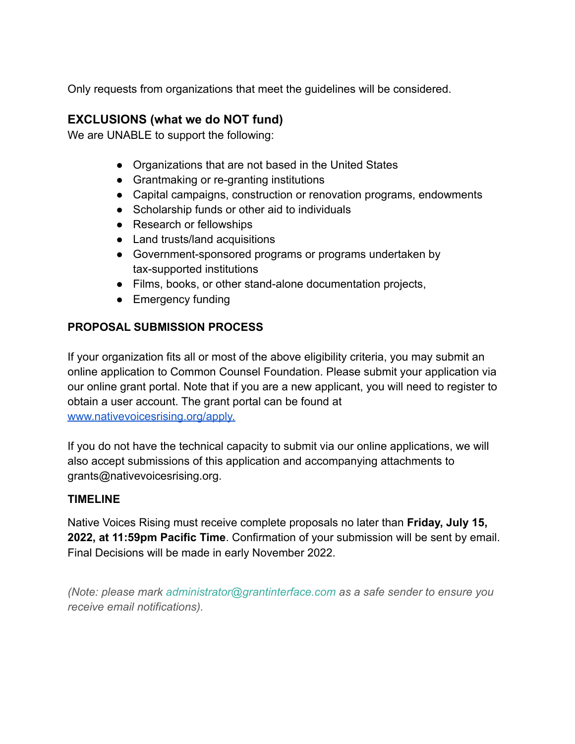Only requests from organizations that meet the guidelines will be considered.

## EXCLUSIONS (what we do NOT fund)

We are UNABLE to support the following:

- Organizations that are not based in the United States
- Grantmaking or re-granting institutions
- Capital campaigns, construction or renovation programs, endowments
- Scholarship funds or other aid to individuals
- Research or fellowships
- Land trusts/land acquisitions
- Government-sponsored programs or programs undertaken by tax-supported institutions
- Films, books, or other stand-alone documentation projects,
- Emergency funding

### PROPOSAL SUBMISSION PROCESS

If your organization fits all or most of the above eligibility criteria, you may submit an online application to Common Counsel Foundation. Please submit your application via our online grant portal. Note that if you are a new applicant, you will need to register to obtain a user account. The grant portal can be found at [www.nativevoicesrising.org/apply.](http://www.nativevoicesrising.org/apply)

If you do not have the technical capacity to submit via our online applications, we will also accept submissions of this application and accompanying attachments to grants@nativevoicesrising.org.

### TIMELINE

Native Voices Rising must receive complete proposals no later than **Friday, July 15, 2022, at 11:59pm Pacific Time**. Confirmation of your submission will be sent by email. Final Decisions will be made in early November 2022.

*(Note: please mark administrator@grantinterface.com as a safe sender to ensure you receive email notifications).*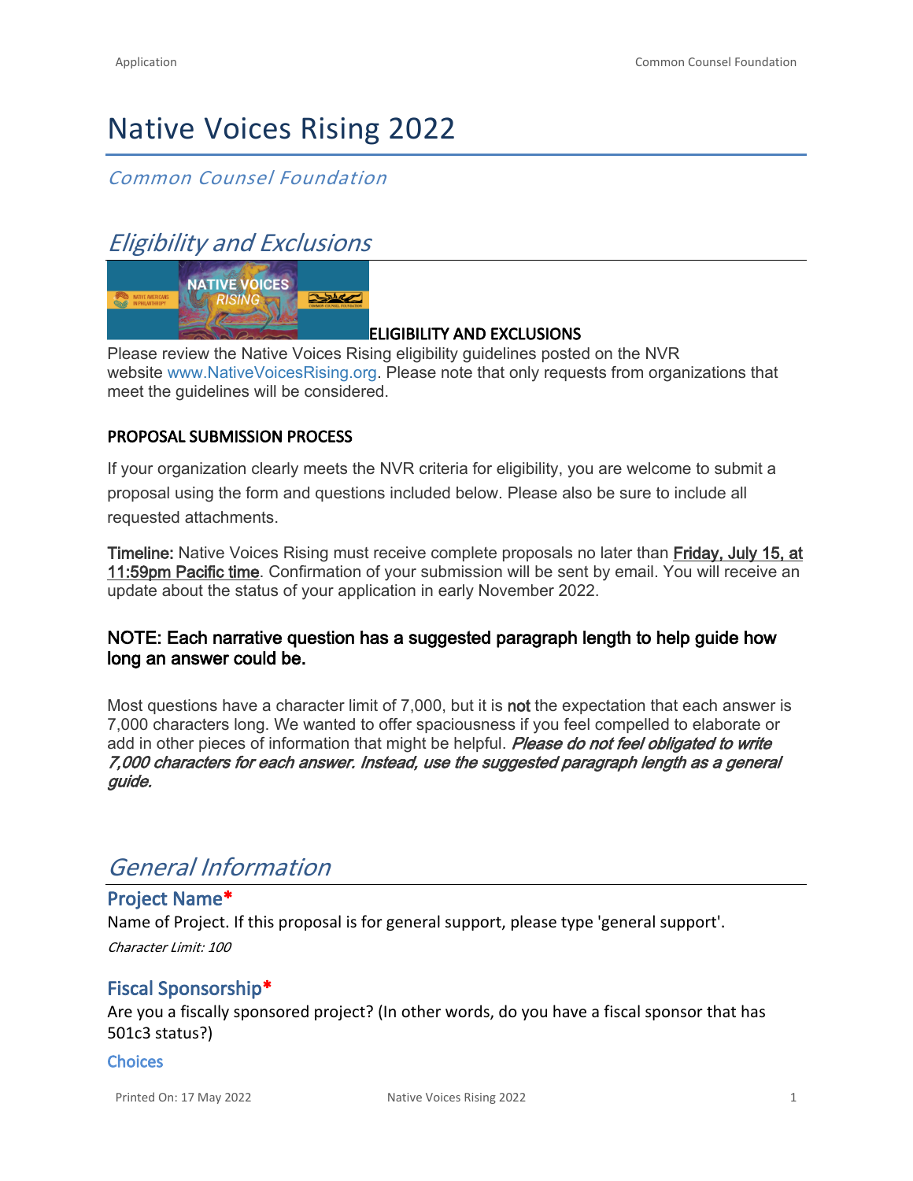# Native Voices Rising 2022

*Common Counsel Foundation*

## *Eligibility and Exclusions*

**ELIGIBILITY AND EXCLUSIONS**

Please review the Native Voices Rising eligibility guidelines posted on the NVR website www.NativeVoicesRising.org. Please note that only requests from organizations that meet the guidelines will be considered.

**PROPOSAL SUBMISSION PROCESS**

If your organization clearly meets the NVR criteria for eligibility, you are welcome to submit a proposal using the form and questions included below. Please also be sure to include all requested attachments.

**Timeline:** Native Voices Rising must receive complete proposals no later than **Friday, July 15, at 11:59pm Pacific time**. Confirmation of your submission will be sent by email. You will receive an update about the status of your application in early November 2022.

**NOTE: Each narrative question has a suggested paragraph length to help guide how long an answer could be.**

Most questions have a character limit of 7,000, but it is **not** the expectation that each answer is 7,000 characters long. We wanted to offer spaciousness if you feel compelled to elaborate or add in other pieces of information that might be helpful. ***Please do not feel obligated to write 7,000 characters for each answer. Instead, use the suggested paragraph length as a general guide.***

## *General Information*

### Project Name*

Name of Project. If this proposal is for general support, please type 'general support'.

*Character Limit: 100*

### Fiscal Sponsorship*

Are you a fiscally sponsored project? (In other words, do you have a fiscal sponsor that has 501c3 status?)

**Choices**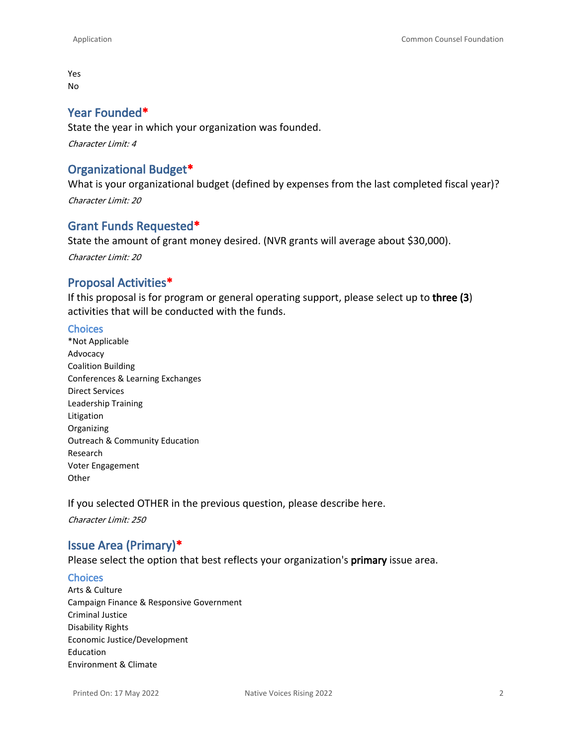Yes
No

## Year Founded*

State the year in which your organization was founded.

*Character Limit: 4*

## Organizational Budget*

What is your organizational budget (defined by expenses from the last completed fiscal year)?

*Character Limit: 20*

## Grant Funds Requested*

State the amount of grant money desired. (NVR grants will average about $30,000).

*Character Limit: 20*

## Proposal Activities*

If this proposal is for program or general operating support, please select up to **three (3**) activities that will be conducted with the funds.

### Choices

*Not Applicable
Advocacy
Coalition Building
Conferences & Learning Exchanges
Direct Services
Leadership Training
Litigation
Organizing
Outreach & Community Education
Research
Voter Engagement
Other

If you selected OTHER in the previous question, please describe here.

*Character Limit: 250*

## Issue Area (Primary)*

Please select the option that best reflects your organization's **primary** issue area.

### Choices

Arts & Culture
Campaign Finance & Responsive Government
Criminal Justice
Disability Rights
Economic Justice/Development
Education
Environment & Climate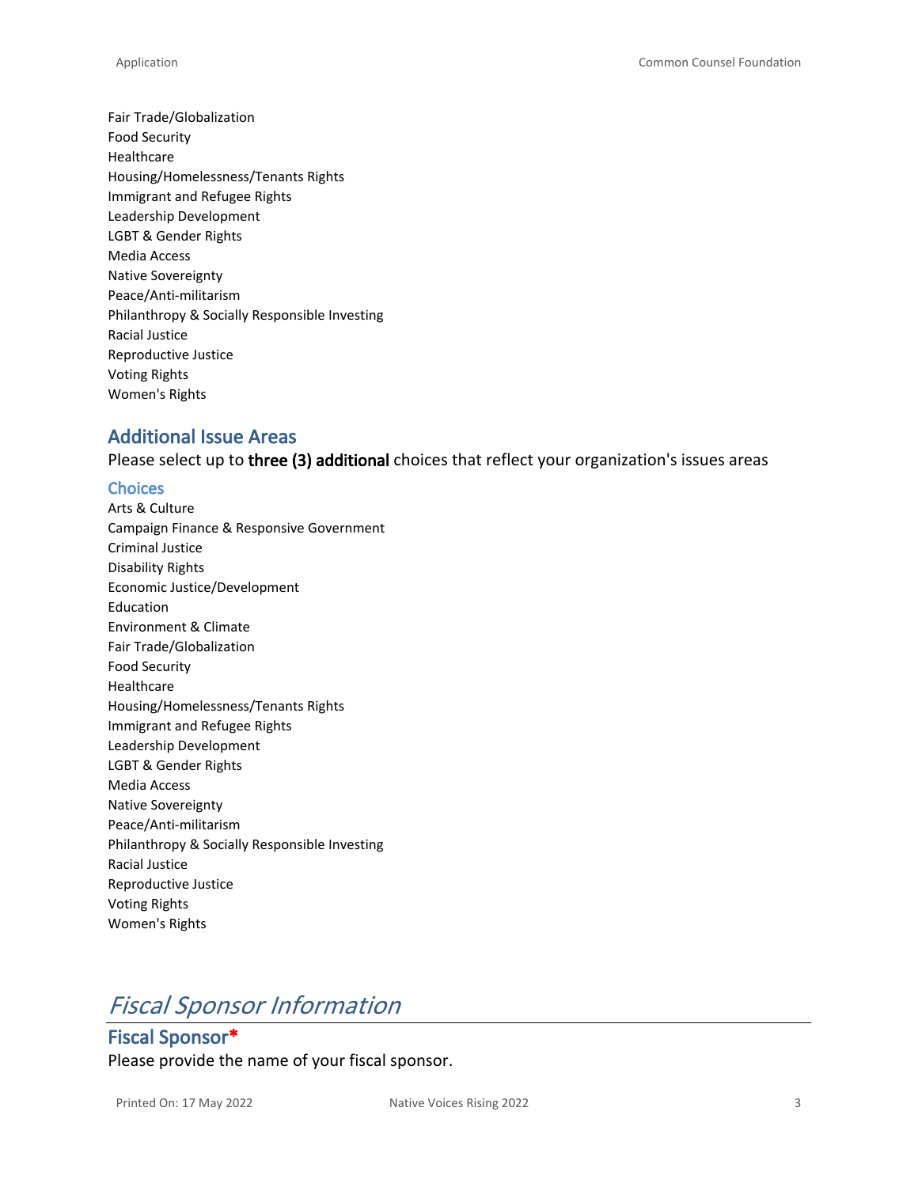Fair Trade/Globalization
Food Security
Healthcare
Housing/Homelessness/Tenants Rights
Immigrant and Refugee Rights
Leadership Development
LGBT & Gender Rights
Media Access
Native Sovereignty
Peace/Anti-militarism
Philanthropy & Socially Responsible Investing
Racial Justice
Reproductive Justice
Voting Rights
Women's Rights

### Additional Issue Areas

Please select up to **three (3) additional** choices that reflect your organization's issues areas

#### Choices

Arts & Culture
Campaign Finance & Responsive Government
Criminal Justice
Disability Rights
Economic Justice/Development
Education
Environment & Climate
Fair Trade/Globalization
Food Security
Healthcare
Housing/Homelessness/Tenants Rights
Immigrant and Refugee Rights
Leadership Development
LGBT & Gender Rights
Media Access
Native Sovereignty
Peace/Anti-militarism
Philanthropy & Socially Responsible Investing
Racial Justice
Reproductive Justice
Voting Rights
Women's Rights

## *Fiscal Sponsor Information*

### Fiscal Sponsor*

Please provide the name of your fiscal sponsor.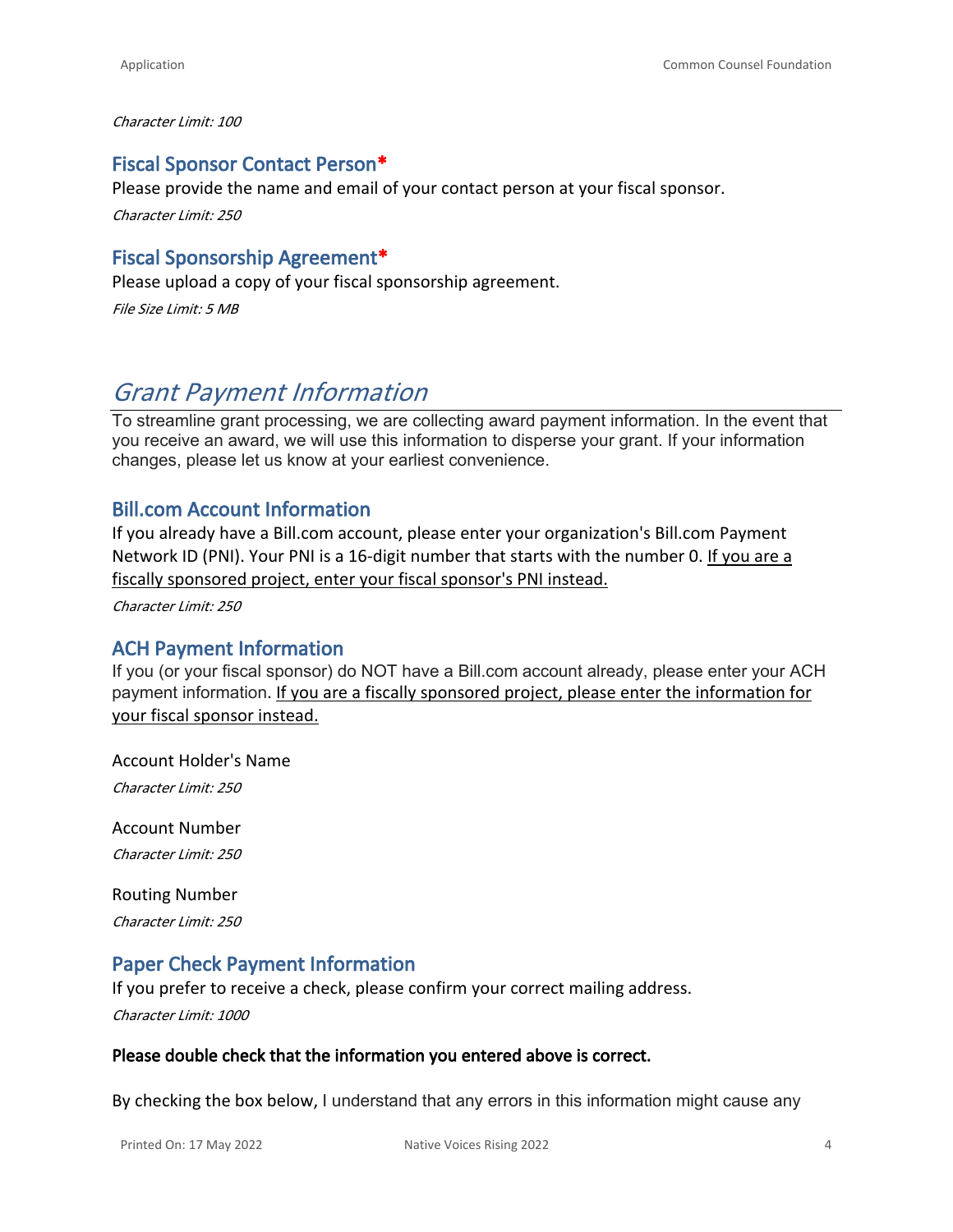*Character Limit: 100*

### Fiscal Sponsor Contact Person*

Please provide the name and email of your contact person at your fiscal sponsor.

*Character Limit: 250*

### Fiscal Sponsorship Agreement*

Please upload a copy of your fiscal sponsorship agreement.

*File Size Limit: 5 MB*

## *Grant Payment Information*

To streamline grant processing, we are collecting award payment information. In the event that you receive an award, we will use this information to disperse your grant. If your information changes, please let us know at your earliest convenience.

### Bill.com Account Information

If you already have a Bill.com account, please enter your organization's Bill.com Payment Network ID (PNI). Your PNI is a 16-digit number that starts with the number 0. <u>If you are a fiscally sponsored project, enter your fiscal sponsor's PNI instead.</u>

*Character Limit: 250*

### ACH Payment Information

If you (or your fiscal sponsor) do NOT have a Bill.com account already, please enter your ACH payment information. <u>If you are a fiscally sponsored project, please enter the information for your fiscal sponsor instead.</u>

Account Holder's Name

*Character Limit: 250*

Account Number

*Character Limit: 250*

Routing Number

*Character Limit: 250*

### Paper Check Payment Information

If you prefer to receive a check, please confirm your correct mailing address.

*Character Limit: 1000*

**Please double check that the information you entered above is correct.**

By checking the box below, I understand that any errors in this information might cause any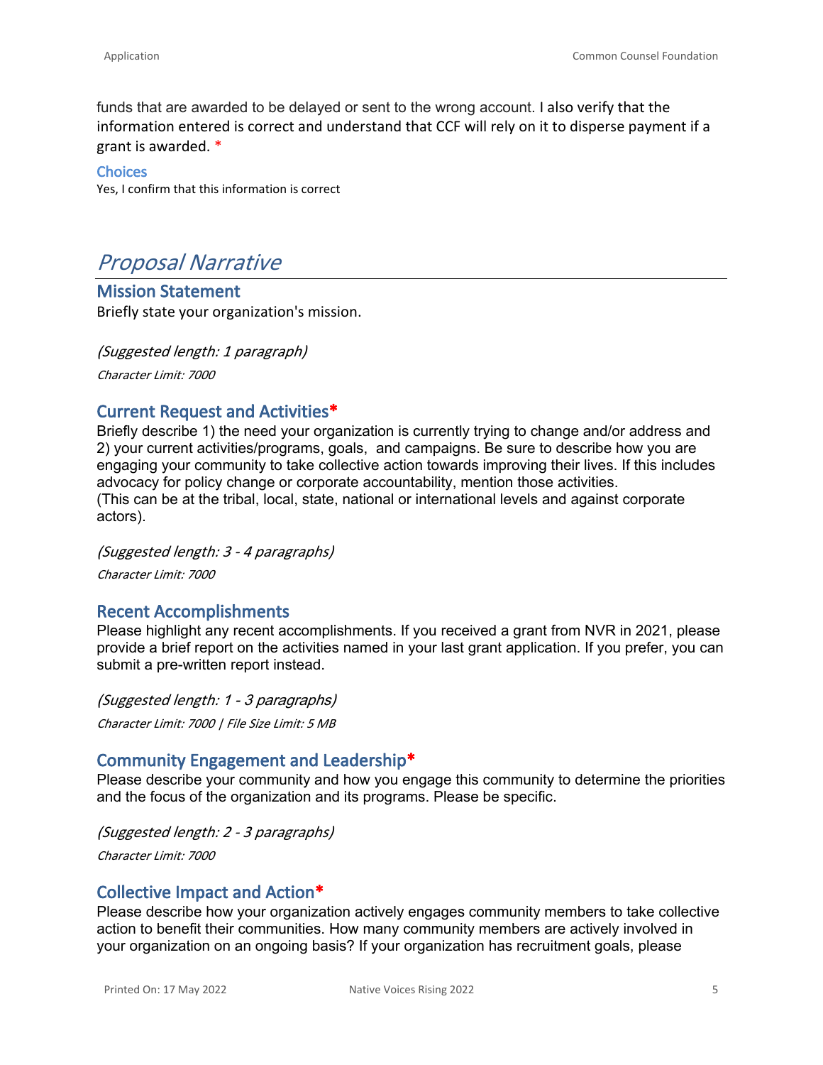funds that are awarded to be delayed or sent to the wrong account. I also verify that the information entered is correct and understand that CCF will rely on it to disperse payment if a grant is awarded. *

### Choices

Yes, I confirm that this information is correct

# *Proposal Narrative*

## Mission Statement

Briefly state your organization's mission.

*(Suggested length: 1 paragraph)*

*Character Limit: 7000*

## Current Request and Activities*

Briefly describe 1) the need your organization is currently trying to change and/or address and 2) your current activities/programs, goals, and campaigns. Be sure to describe how you are engaging your community to take collective action towards improving their lives. If this includes advocacy for policy change or corporate accountability, mention those activities.
(This can be at the tribal, local, state, national or international levels and against corporate actors).

*(Suggested length: 3 - 4 paragraphs)*

*Character Limit: 7000*

## Recent Accomplishments

Please highlight any recent accomplishments. If you received a grant from NVR in 2021, please provide a brief report on the activities named in your last grant application. If you prefer, you can submit a pre-written report instead.

*(Suggested length: 1 - 3 paragraphs)*

*Character Limit: 7000 | File Size Limit: 5 MB*

## Community Engagement and Leadership*

Please describe your community and how you engage this community to determine the priorities and the focus of the organization and its programs. Please be specific.

*(Suggested length: 2 - 3 paragraphs)*

*Character Limit: 7000*

## Collective Impact and Action*

Please describe how your organization actively engages community members to take collective action to benefit their communities. How many community members are actively involved in your organization on an ongoing basis? If your organization has recruitment goals, please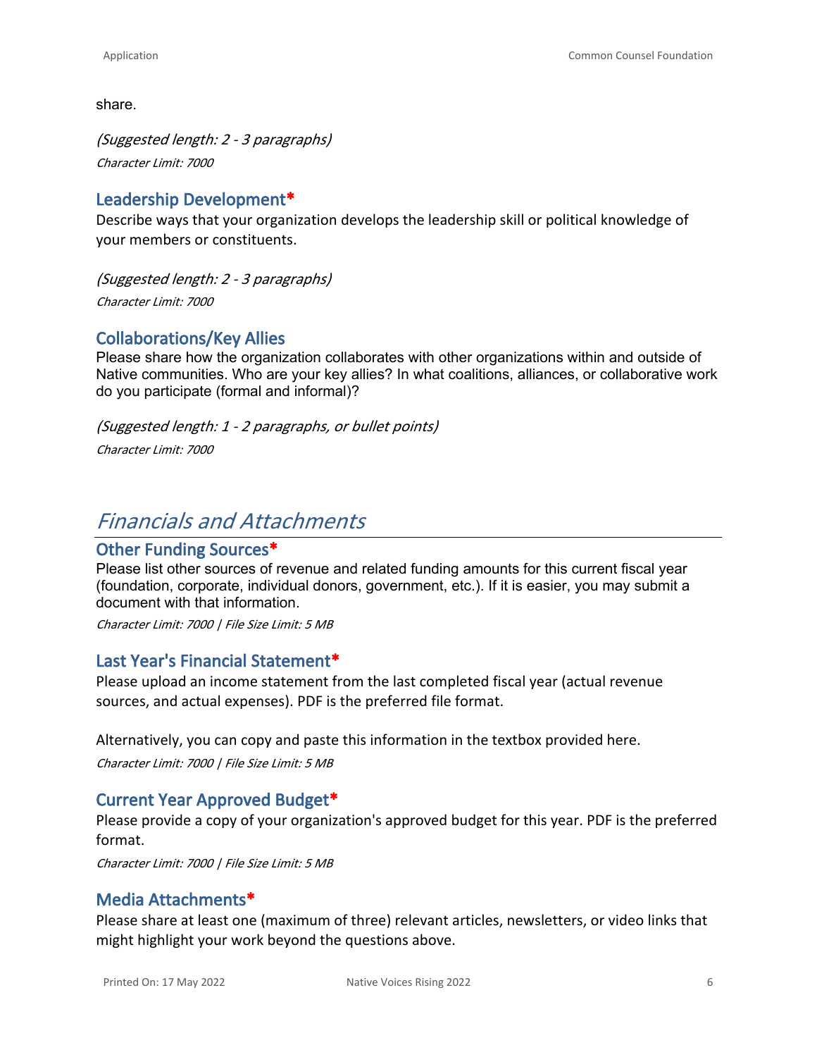share.

*(Suggested length: 2 - 3 paragraphs)*

*Character Limit: 7000*

### Leadership Development*

Describe ways that your organization develops the leadership skill or political knowledge of your members or constituents.

*(Suggested length: 2 - 3 paragraphs)*

*Character Limit: 7000*

### Collaborations/Key Allies

Please share how the organization collaborates with other organizations within and outside of Native communities. Who are your key allies? In what coalitions, alliances, or collaborative work do you participate (formal and informal)?

*(Suggested length: 1 - 2 paragraphs, or bullet points)*

*Character Limit: 7000*

## *Financials and Attachments*

### Other Funding Sources*

Please list other sources of revenue and related funding amounts for this current fiscal year (foundation, corporate, individual donors, government, etc.). If it is easier, you may submit a document with that information.

*Character Limit: 7000 | File Size Limit: 5 MB*

### Last Year's Financial Statement*

Please upload an income statement from the last completed fiscal year (actual revenue sources, and actual expenses). PDF is the preferred file format.

Alternatively, you can copy and paste this information in the textbox provided here.

*Character Limit: 7000 | File Size Limit: 5 MB*

### Current Year Approved Budget*

Please provide a copy of your organization's approved budget for this year. PDF is the preferred format.

*Character Limit: 7000 | File Size Limit: 5 MB*

### Media Attachments*

Please share at least one (maximum of three) relevant articles, newsletters, or video links that might highlight your work beyond the questions above.